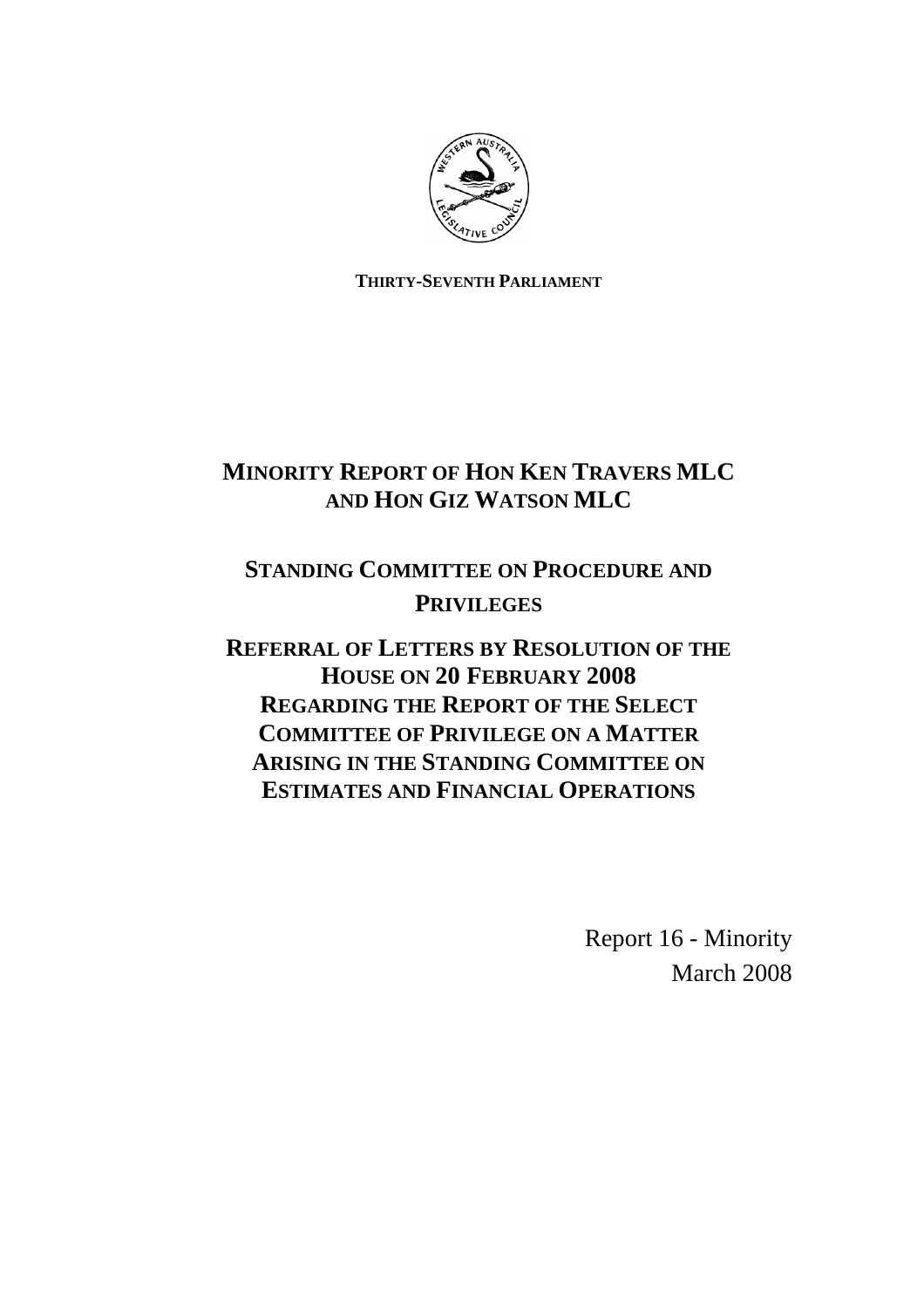**THIRTY-SEVENTH PARLIAMENT**

# MINORITY REPORT OF HON KEN TRAVERS MLC AND HON GIZ WATSON MLC

# STANDING COMMITTEE ON PROCEDURE AND PRIVILEGES

# REFERRAL OF LETTERS BY RESOLUTION OF THE HOUSE ON 20 FEBRUARY 2008 REGARDING THE REPORT OF THE SELECT COMMITTEE OF PRIVILEGE ON A MATTER ARISING IN THE STANDING COMMITTEE ON ESTIMATES AND FINANCIAL OPERATIONS

Report 16 - Minority

March 2008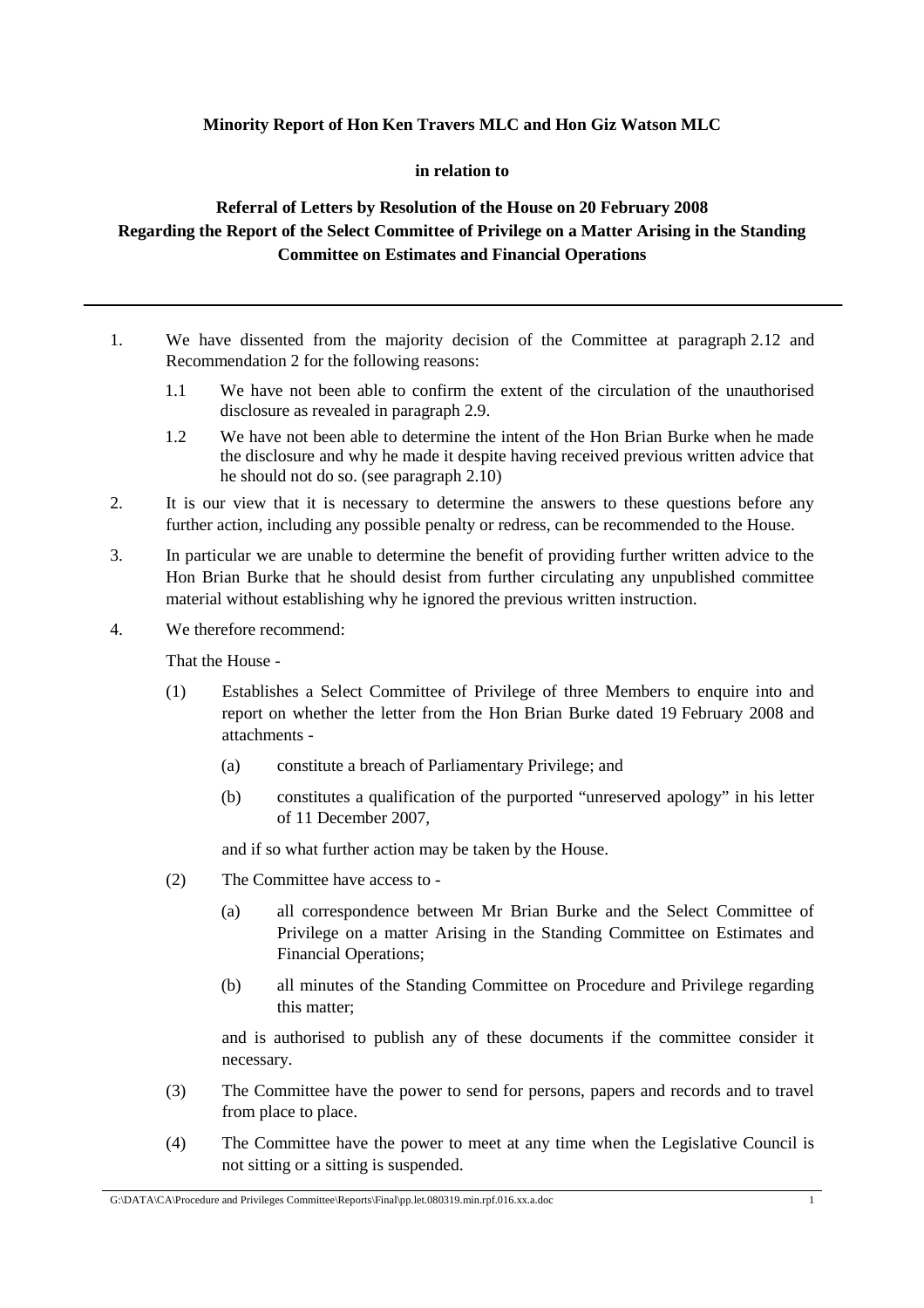**Minority Report of Hon Ken Travers MLC and Hon Giz Watson MLC**

**in relation to**

**Referral of Letters by Resolution of the House on 20 February 2008 Regarding the Report of the Select Committee of Privilege on a Matter Arising in the Standing Committee on Estimates and Financial Operations**

---

1. We have dissented from the majority decision of the Committee at paragraph 2.12 and Recommendation 2 for the following reasons:

   1.1 We have not been able to confirm the extent of the circulation of the unauthorised disclosure as revealed in paragraph 2.9.

   1.2 We have not been able to determine the intent of the Hon Brian Burke when he made the disclosure and why he made it despite having received previous written advice that he should not do so. (see paragraph 2.10)

2. It is our view that it is necessary to determine the answers to these questions before any further action, including any possible penalty or redress, can be recommended to the House.

3. In particular we are unable to determine the benefit of providing further written advice to the Hon Brian Burke that he should desist from further circulating any unpublished committee material without establishing why he ignored the previous written instruction.

4. We therefore recommend:

   That the House -

   (1) Establishes a Select Committee of Privilege of three Members to enquire into and report on whether the letter from the Hon Brian Burke dated 19 February 2008 and attachments -

      (a) constitute a breach of Parliamentary Privilege; and

      (b) constitutes a qualification of the purported "unreserved apology" in his letter of 11 December 2007,

   and if so what further action may be taken by the House.

   (2) The Committee have access to -

      (a) all correspondence between Mr Brian Burke and the Select Committee of Privilege on a matter Arising in the Standing Committee on Estimates and Financial Operations;

      (b) all minutes of the Standing Committee on Procedure and Privilege regarding this matter;

   and is authorised to publish any of these documents if the committee consider it necessary.

   (3) The Committee have the power to send for persons, papers and records and to travel from place to place.

   (4) The Committee have the power to meet at any time when the Legislative Council is not sitting or a sitting is suspended.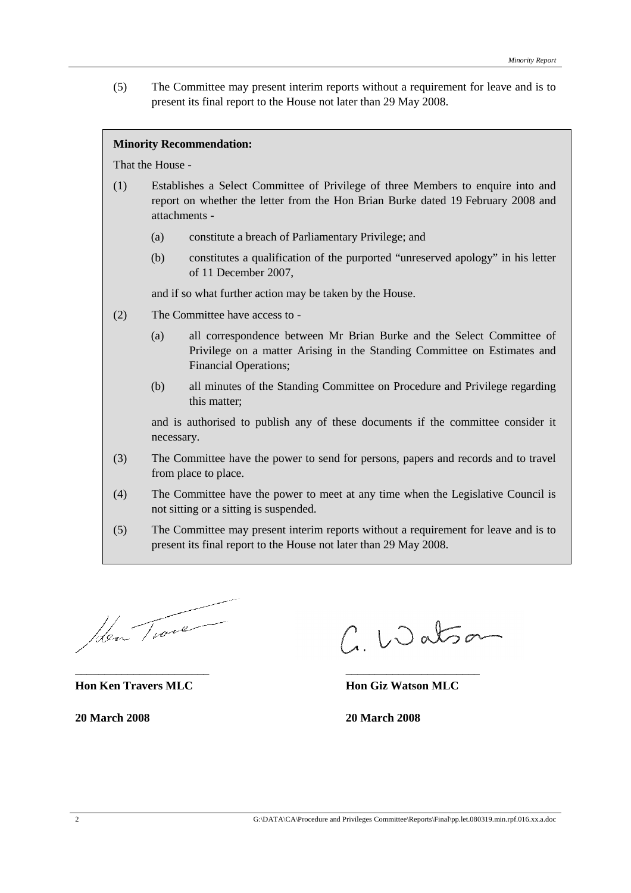(5) The Committee may present interim reports without a requirement for leave and is to present its final report to the House not later than 29 May 2008.

**Minority Recommendation:**

That the House -

(1) Establishes a Select Committee of Privilege of three Members to enquire into and report on whether the letter from the Hon Brian Burke dated 19 February 2008 and attachments -

  (a) constitute a breach of Parliamentary Privilege; and

  (b) constitutes a qualification of the purported "unreserved apology" in his letter of 11 December 2007,

  and if so what further action may be taken by the House.

(2) The Committee have access to -

  (a) all correspondence between Mr Brian Burke and the Select Committee of Privilege on a matter Arising in the Standing Committee on Estimates and Financial Operations;

  (b) all minutes of the Standing Committee on Procedure and Privilege regarding this matter;

  and is authorised to publish any of these documents if the committee consider it necessary.

(3) The Committee have the power to send for persons, papers and records and to travel from place to place.

(4) The Committee have the power to meet at any time when the Legislative Council is not sitting or a sitting is suspended.

(5) The Committee may present interim reports without a requirement for leave and is to present its final report to the House not later than 29 May 2008.

**Hon Ken Travers MLC**

**20 March 2008**

**Hon Giz Watson MLC**

**20 March 2008**